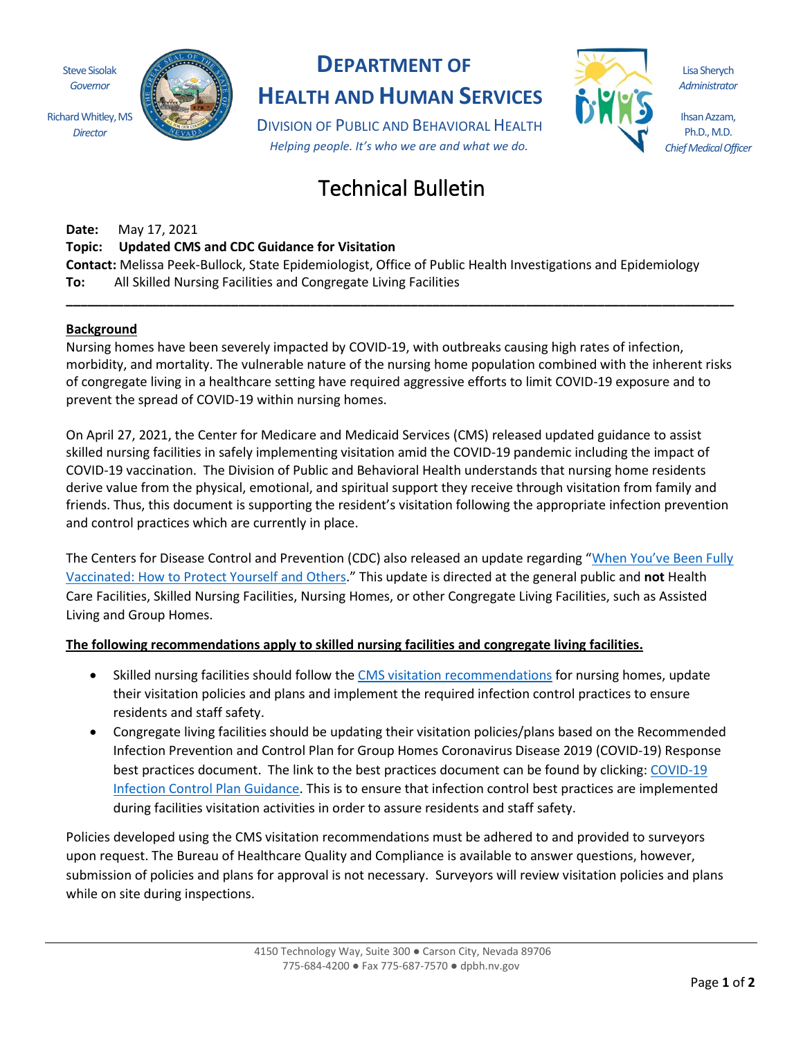Steve Sisolak
*Governor*

Richard Whitley, MS
*Director*

# DEPARTMENT OF HEALTH AND HUMAN SERVICES

DIVISION OF PUBLIC AND BEHAVIORAL HEALTH

*Helping people. It's who we are and what we do.*

Lisa Sherych
*Administrator*

Ihsan Azzam, Ph.D., M.D.
*Chief Medical Officer*

# Technical Bulletin

**Date:** May 17, 2021

**Topic: Updated CMS and CDC Guidance for Visitation**

**Contact:** Melissa Peek-Bullock, State Epidemiologist, Office of Public Health Investigations and Epidemiology

**To:** All Skilled Nursing Facilities and Congregate Living Facilities

---

## Background

Nursing homes have been severely impacted by COVID-19, with outbreaks causing high rates of infection, morbidity, and mortality. The vulnerable nature of the nursing home population combined with the inherent risks of congregate living in a healthcare setting have required aggressive efforts to limit COVID-19 exposure and to prevent the spread of COVID-19 within nursing homes.

On April 27, 2021, the Center for Medicare and Medicaid Services (CMS) released updated guidance to assist skilled nursing facilities in safely implementing visitation amid the COVID-19 pandemic including the impact of COVID-19 vaccination. The Division of Public and Behavioral Health understands that nursing home residents derive value from the physical, emotional, and spiritual support they receive through visitation from family and friends. Thus, this document is supporting the resident's visitation following the appropriate infection prevention and control practices which are currently in place.

The Centers for Disease Control and Prevention (CDC) also released an update regarding "When You've Been Fully Vaccinated: How to Protect Yourself and Others." This update is directed at the general public and **not** Health Care Facilities, Skilled Nursing Facilities, Nursing Homes, or other Congregate Living Facilities, such as Assisted Living and Group Homes.

**The following recommendations apply to skilled nursing facilities and congregate living facilities.**

- Skilled nursing facilities should follow the CMS visitation recommendations for nursing homes, update their visitation policies and plans and implement the required infection control practices to ensure residents and staff safety.
- Congregate living facilities should be updating their visitation policies/plans based on the Recommended Infection Prevention and Control Plan for Group Homes Coronavirus Disease 2019 (COVID-19) Response best practices document. The link to the best practices document can be found by clicking: COVID-19 Infection Control Plan Guidance. This is to ensure that infection control best practices are implemented during facilities visitation activities in order to assure residents and staff safety.

Policies developed using the CMS visitation recommendations must be adhered to and provided to surveyors upon request. The Bureau of Healthcare Quality and Compliance is available to answer questions, however, submission of policies and plans for approval is not necessary. Surveyors will review visitation policies and plans while on site during inspections.

4150 Technology Way, Suite 300 ● Carson City, Nevada 89706
775-684-4200 ● Fax 775-687-7570 ● dpbh.nv.gov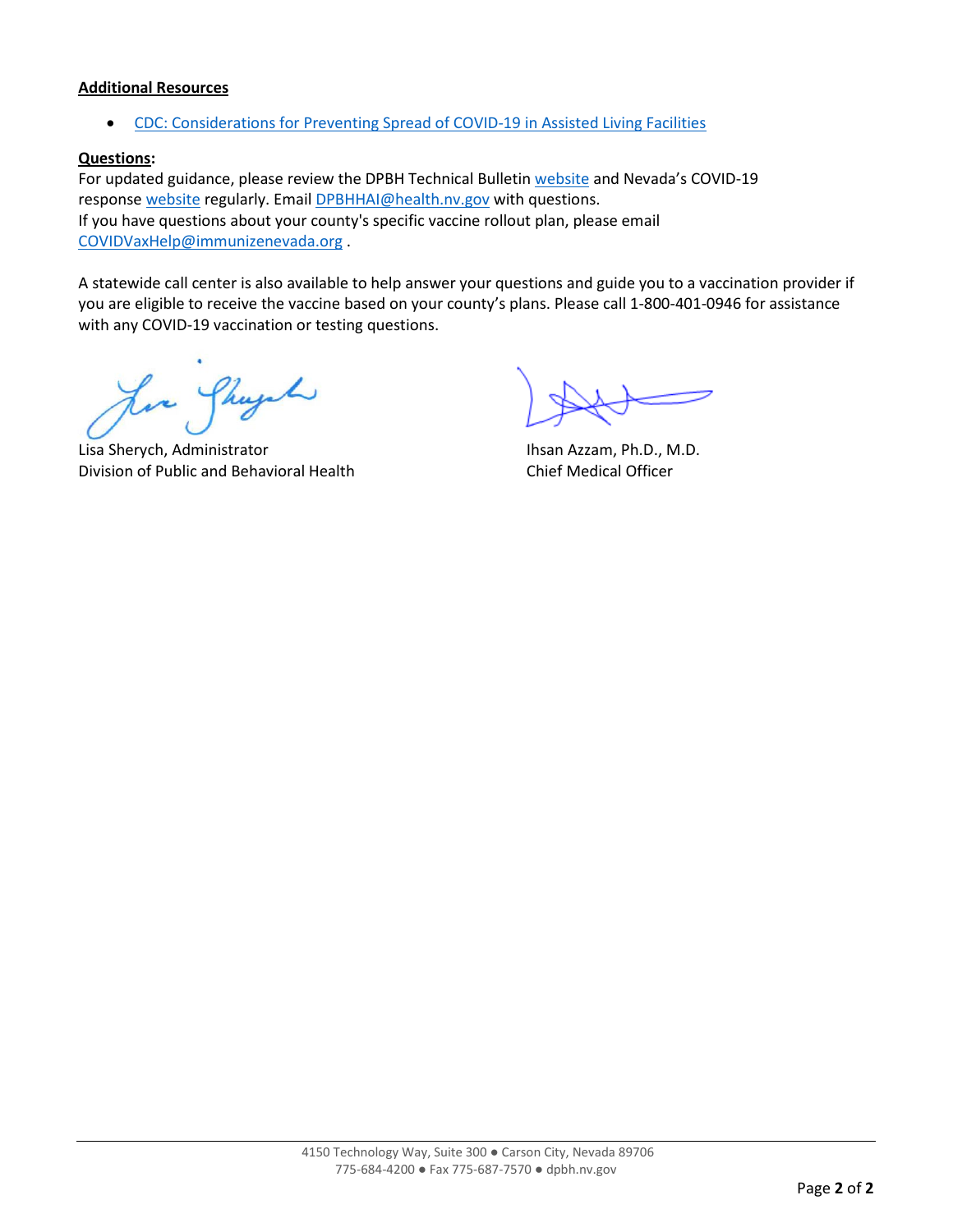**Additional Resources**

- CDC: Considerations for Preventing Spread of COVID-19 in Assisted Living Facilities

**Questions:**

For updated guidance, please review the DPBH Technical Bulletin website and Nevada's COVID-19 response website regularly. Email DPBHHAI@health.nv.gov with questions.
If you have questions about your county's specific vaccine rollout plan, please email COVIDVaxHelp@immunizenevada.org .

A statewide call center is also available to help answer your questions and guide you to a vaccination provider if you are eligible to receive the vaccine based on your county's plans. Please call 1-800-401-0946 for assistance with any COVID-19 vaccination or testing questions.

Lisa Sherych, Administrator
Division of Public and Behavioral Health

Ihsan Azzam, Ph.D., M.D.
Chief Medical Officer

4150 Technology Way, Suite 300 ● Carson City, Nevada 89706
775-684-4200 ● Fax 775-687-7570 ● dpbh.nv.gov